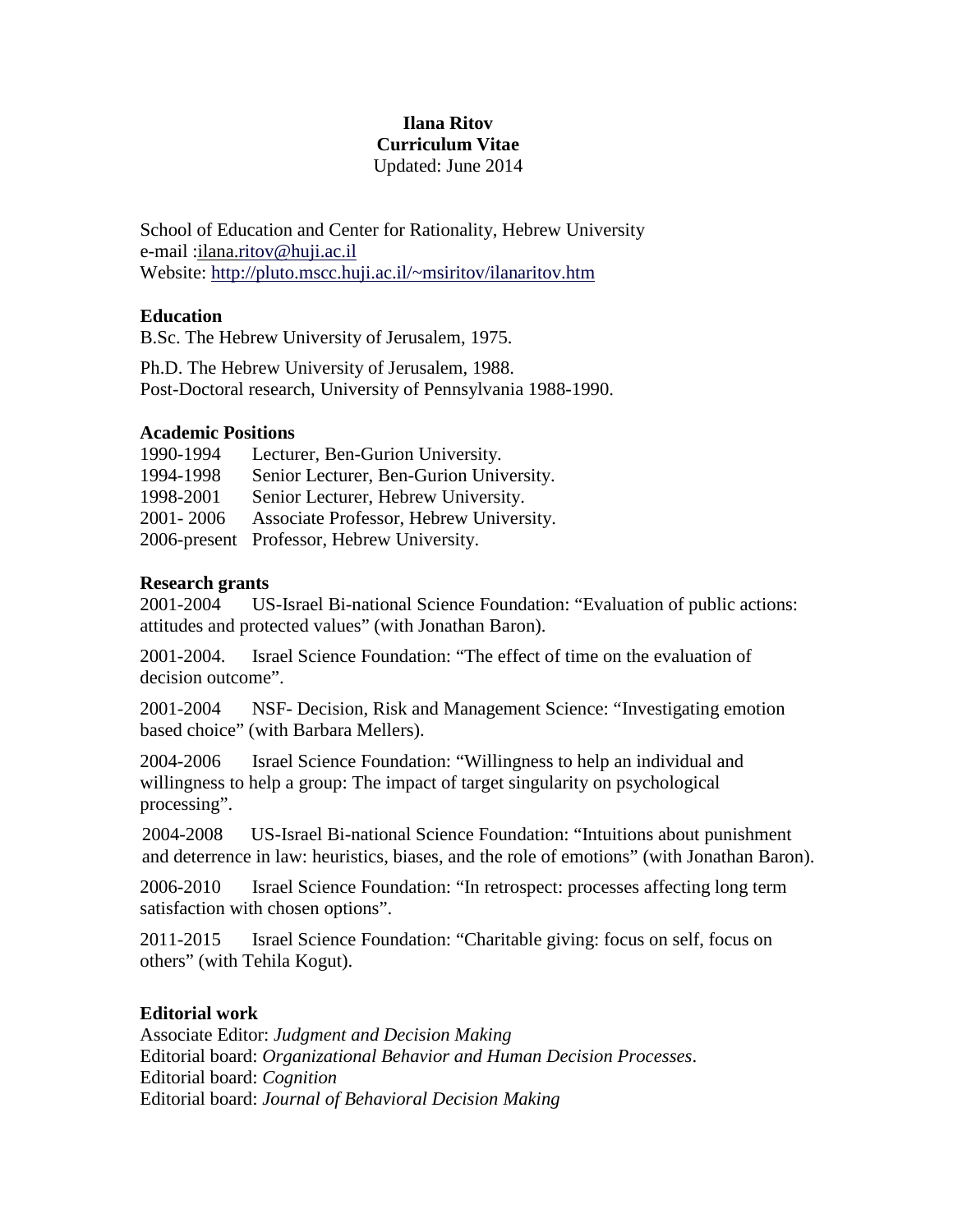# Ilana Ritov
## Curriculum Vitae
Updated: June 2014

School of Education and Center for Rationality, Hebrew University
e-mail :ilana.ritov@huji.ac.il
Website: http://pluto.mscc.huji.ac.il/~msiritov/ilanaritov.htm

### Education

B.Sc. The Hebrew University of Jerusalem, 1975.

Ph.D. The Hebrew University of Jerusalem, 1988.
Post-Doctoral research, University of Pennsylvania 1988-1990.

### Academic Positions

1990-1994 Lecturer, Ben-Gurion University.
1994-1998 Senior Lecturer, Ben-Gurion University.
1998-2001 Senior Lecturer, Hebrew University.
2001- 2006 Associate Professor, Hebrew University.
2006-present Professor, Hebrew University.

### Research grants

2001-2004 US-Israel Bi-national Science Foundation: "Evaluation of public actions: attitudes and protected values" (with Jonathan Baron).

2001-2004. Israel Science Foundation: "The effect of time on the evaluation of decision outcome".

2001-2004 NSF- Decision, Risk and Management Science: "Investigating emotion based choice" (with Barbara Mellers).

2004-2006 Israel Science Foundation: "Willingness to help an individual and willingness to help a group: The impact of target singularity on psychological processing".

2004-2008 US-Israel Bi-national Science Foundation: "Intuitions about punishment and deterrence in law: heuristics, biases, and the role of emotions" (with Jonathan Baron).

2006-2010 Israel Science Foundation: "In retrospect: processes affecting long term satisfaction with chosen options".

2011-2015 Israel Science Foundation: "Charitable giving: focus on self, focus on others" (with Tehila Kogut).

### Editorial work

Associate Editor: *Judgment and Decision Making*
Editorial board: *Organizational Behavior and Human Decision Processes*.
Editorial board: *Cognition*
Editorial board: *Journal of Behavioral Decision Making*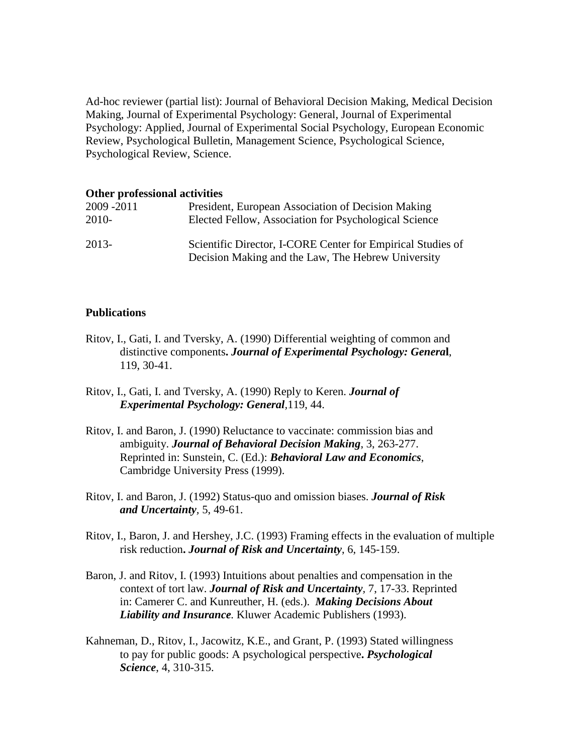Ad-hoc reviewer (partial list): Journal of Behavioral Decision Making, Medical Decision Making, Journal of Experimental Psychology: General, Journal of Experimental Psychology: Applied, Journal of Experimental Social Psychology, European Economic Review, Psychological Bulletin, Management Science, Psychological Science, Psychological Review, Science.

**Other professional activities**

| | |
|---|---|
| 2009 -2011 | President, European Association of Decision Making |
| 2010- | Elected Fellow, Association for Psychological Science |
| 2013- | Scientific Director, I-CORE Center for Empirical Studies of Decision Making and the Law, The Hebrew University |

**Publications**

Ritov, I., Gati, I. and Tversky, A. (1990) Differential weighting of common and distinctive components**. *Journal of Experimental Psychology: General***, 119, 30-41.

Ritov, I., Gati, I. and Tversky, A. (1990) Reply to Keren. ***Journal of Experimental Psychology: General***,119, 44.

Ritov, I. and Baron, J. (1990) Reluctance to vaccinate: commission bias and ambiguity. ***Journal of Behavioral Decision Making***, 3, 263-277. Reprinted in: Sunstein, C. (Ed.): ***Behavioral Law and Economics***, Cambridge University Press (1999).

Ritov, I. and Baron, J. (1992) Status-quo and omission biases. ***Journal of Risk and Uncertainty***, 5, 49-61.

Ritov, I., Baron, J. and Hershey, J.C. (1993) Framing effects in the evaluation of multiple risk reduction**. *Journal of Risk and Uncertainty***, 6, 145-159.

Baron, J. and Ritov, I. (1993) Intuitions about penalties and compensation in the context of tort law. ***Journal of Risk and Uncertainty***, 7, 17-33. Reprinted in: Camerer C. and Kunreuther, H. (eds.). ***Making Decisions About Liability and Insurance.*** Kluwer Academic Publishers (1993).

Kahneman, D., Ritov, I., Jacowitz, K.E., and Grant, P. (1993) Stated willingness to pay for public goods: A psychological perspective**. *Psychological Science***, 4, 310-315.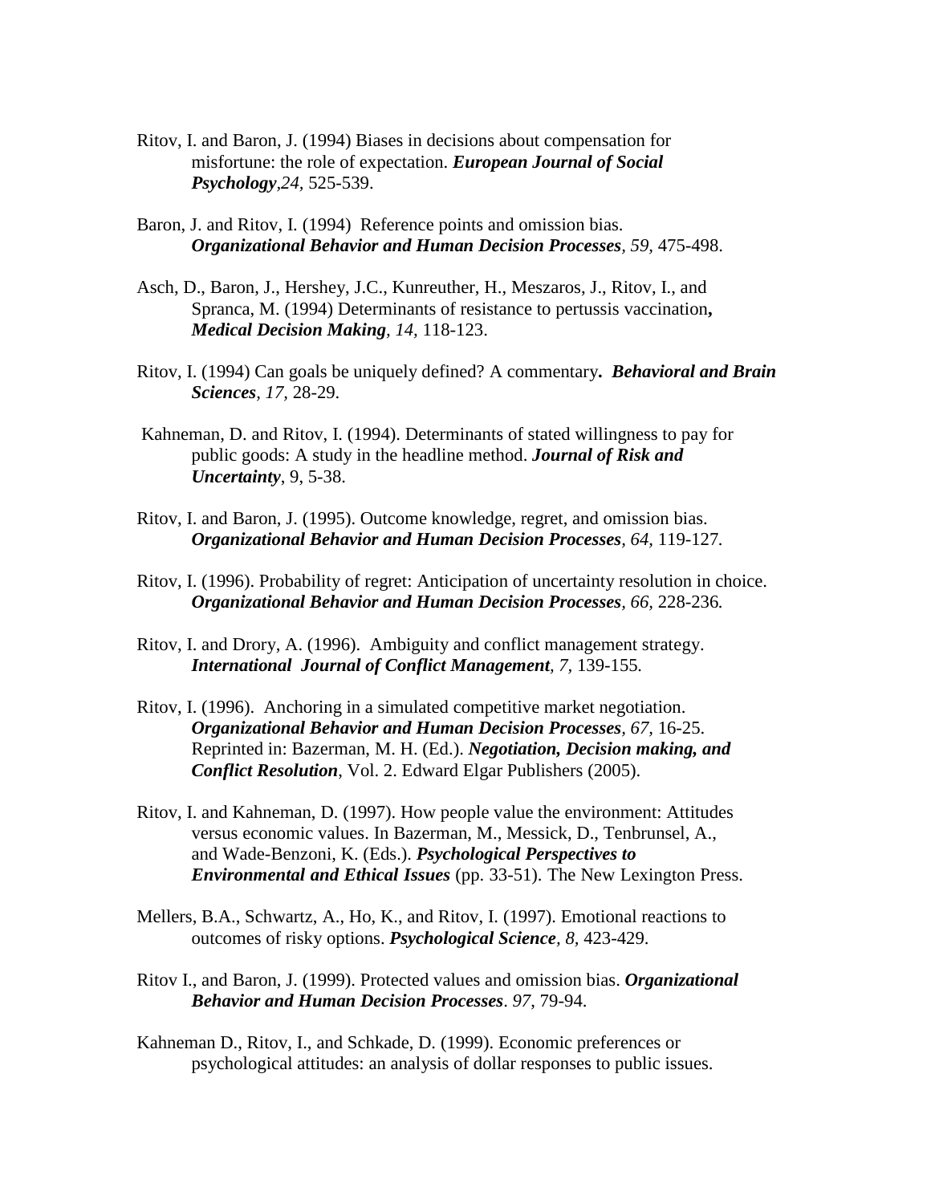Ritov, I. and Baron, J. (1994) Biases in decisions about compensation for misfortune: the role of expectation. ***European Journal of Social Psychology***,*24,* 525-539.

Baron, J. and Ritov, I. (1994) Reference points and omission bias. ***Organizational Behavior and Human Decision Processes***, *59,* 475-498.

Asch, D., Baron, J., Hershey, J.C., Kunreuther, H., Meszaros, J., Ritov, I., and Spranca, M. (1994) Determinants of resistance to pertussis vaccination**,** ***Medical Decision Making***, *14,* 118-123.

Ritov, I. (1994) Can goals be uniquely defined? A commentary**.** ***Behavioral and Brain Sciences***, *17,* 28-29.

Kahneman, D. and Ritov, I. (1994). Determinants of stated willingness to pay for public goods: A study in the headline method. ***Journal of Risk and Uncertainty***, 9, 5-38.

Ritov, I. and Baron, J. (1995). Outcome knowledge, regret, and omission bias. ***Organizational Behavior and Human Decision Processes****, 64,* 119-127*.*

Ritov, I. (1996). Probability of regret: Anticipation of uncertainty resolution in choice. ***Organizational Behavior and Human Decision Processes****, 66,* 228-236*.*

Ritov, I. and Drory, A. (1996). Ambiguity and conflict management strategy. ***International Journal of Conflict Management****, 7,* 139-155*.*

Ritov, I. (1996). Anchoring in a simulated competitive market negotiation. ***Organizational Behavior and Human Decision Processes****, 67,* 16-25. Reprinted in: Bazerman, M. H. (Ed.). ***Negotiation, Decision making, and Conflict Resolution***, Vol. 2. Edward Elgar Publishers (2005).

Ritov, I. and Kahneman, D. (1997). How people value the environment: Attitudes versus economic values. In Bazerman, M., Messick, D., Tenbrunsel, A., and Wade-Benzoni, K. (Eds.). ***Psychological Perspectives to Environmental and Ethical Issues*** (pp. 33-51). The New Lexington Press.

Mellers, B.A., Schwartz, A., Ho, K., and Ritov, I. (1997). Emotional reactions to outcomes of risky options. ***Psychological Science****, 8,* 423-429.

Ritov I., and Baron, J. (1999). Protected values and omission bias. ***Organizational Behavior and Human Decision Processes***. *97*, 79-94.

Kahneman D., Ritov, I., and Schkade, D. (1999). Economic preferences or psychological attitudes: an analysis of dollar responses to public issues.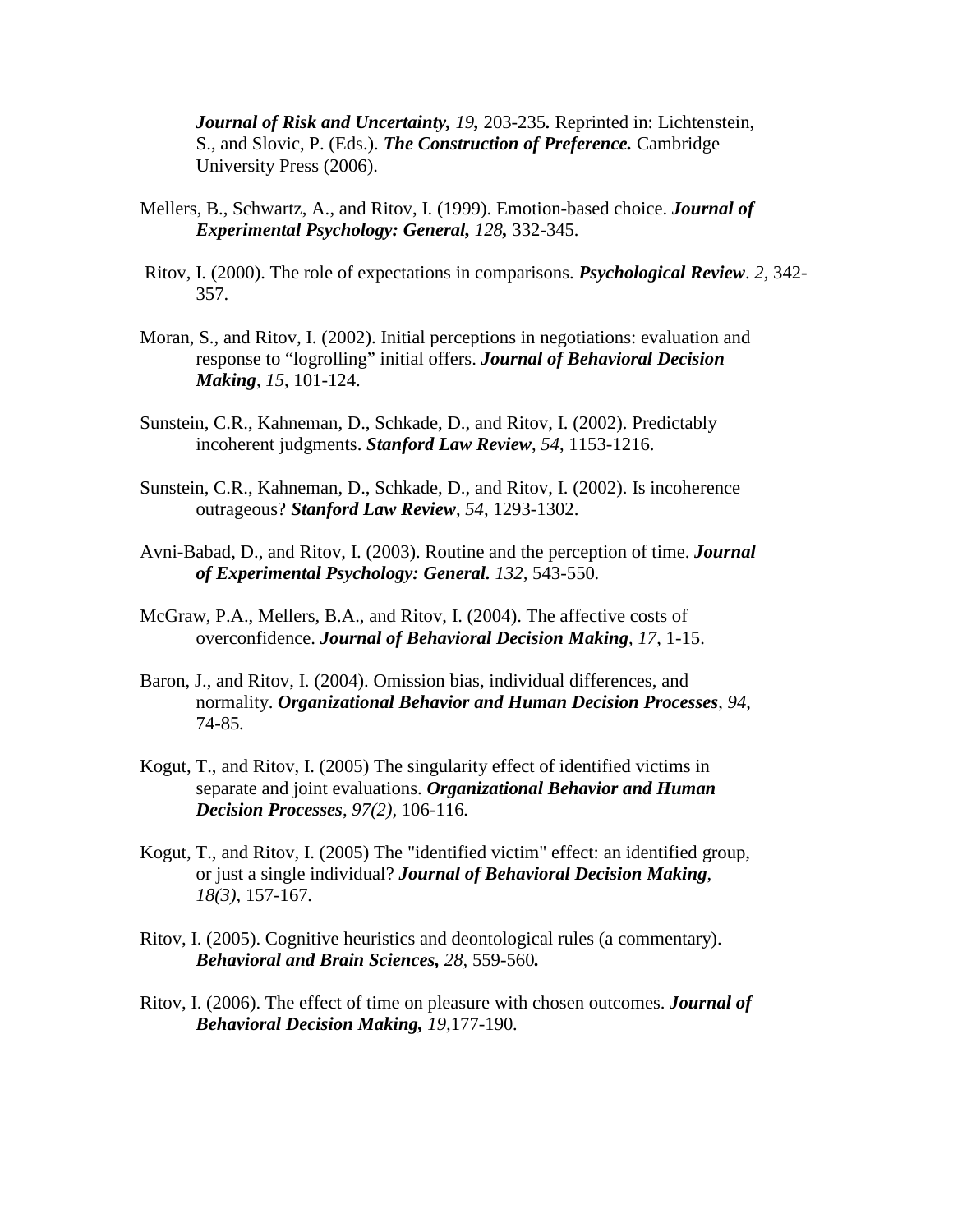***Journal of Risk and Uncertainty, 19,*** 203-235***.*** Reprinted in: Lichtenstein, S., and Slovic, P. (Eds.). ***The Construction of Preference.*** Cambridge University Press (2006).

Mellers, B., Schwartz, A., and Ritov, I. (1999). Emotion-based choice. ***Journal of Experimental Psychology: General, 128,*** 332-345.

Ritov, I. (2000). The role of expectations in comparisons. ***Psychological Review***. *2,* 342-357.

Moran, S., and Ritov, I. (2002). Initial perceptions in negotiations: evaluation and response to "logrolling" initial offers. ***Journal of Behavioral Decision Making***, *15*, 101-124.

Sunstein, C.R., Kahneman, D., Schkade, D., and Ritov, I. (2002). Predictably incoherent judgments. ***Stanford Law Review***, *54*, 1153-1216.

Sunstein, C.R., Kahneman, D., Schkade, D., and Ritov, I. (2002). Is incoherence outrageous? ***Stanford Law Review***, *54*, 1293-1302.

Avni-Babad, D., and Ritov, I. (2003). Routine and the perception of time. ***Journal of Experimental Psychology: General.*** *132,* 543-550.

McGraw, P.A., Mellers, B.A., and Ritov, I. (2004). The affective costs of overconfidence. ***Journal of Behavioral Decision Making***, *17*, 1-15.

Baron, J., and Ritov, I. (2004). Omission bias, individual differences, and normality. ***Organizational Behavior and Human Decision Processes***, *94*, 74-85.

Kogut, T., and Ritov, I. (2005) The singularity effect of identified victims in separate and joint evaluations. ***Organizational Behavior and Human Decision Processes***, *97(2),* 106-116.

Kogut, T., and Ritov, I. (2005) The "identified victim" effect: an identified group, or just a single individual? ***Journal of Behavioral Decision Making***, *18(3),* 157-167.

Ritov, I. (2005). Cognitive heuristics and deontological rules (a commentary). ***Behavioral and Brain Sciences,*** *28,* 559-560***.***

Ritov, I. (2006). The effect of time on pleasure with chosen outcomes. ***Journal of Behavioral Decision Making,*** *19,*177-190.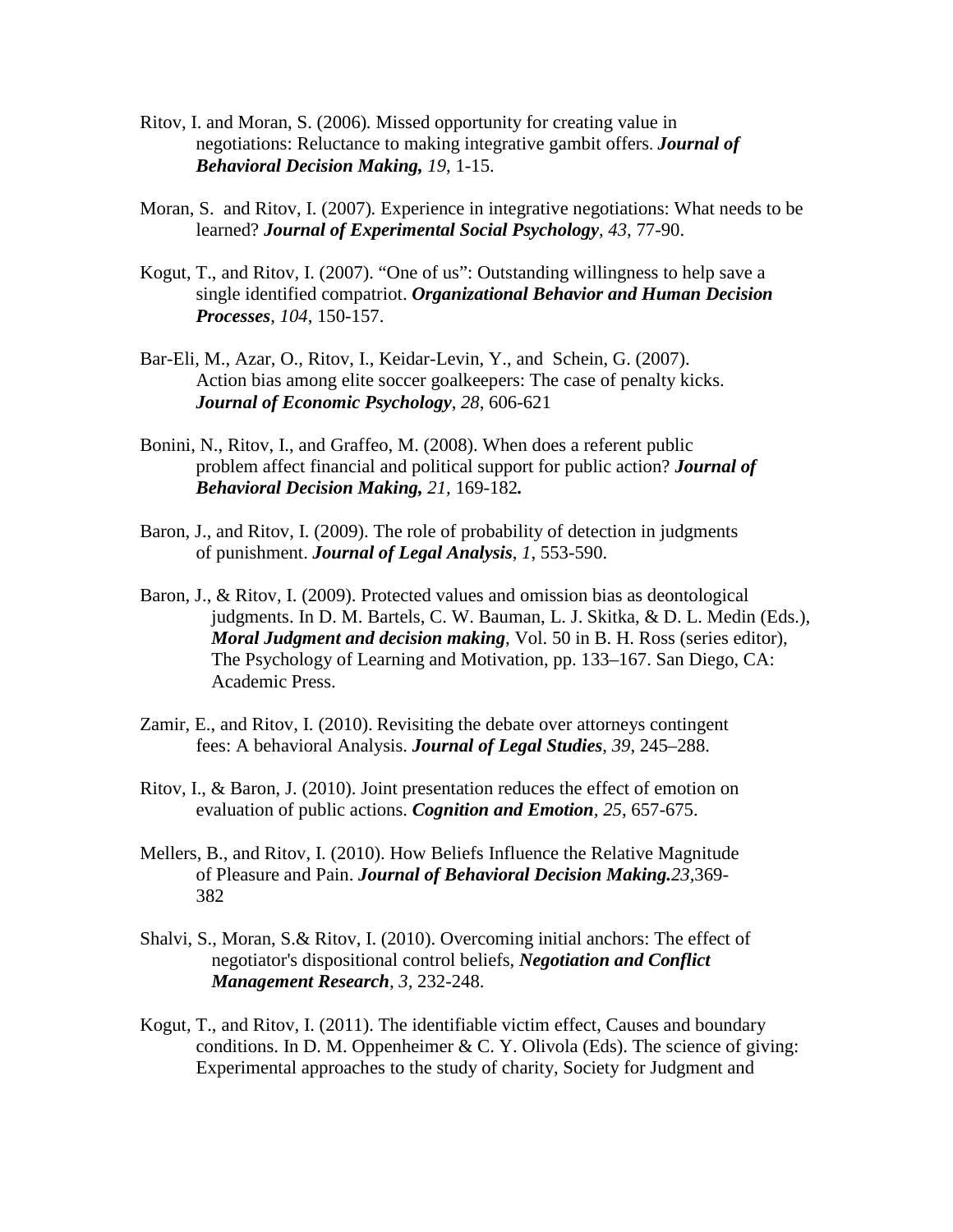Ritov, I. and Moran, S. (2006). Missed opportunity for creating value in negotiations: Reluctance to making integrative gambit offers. ***Journal of Behavioral Decision Making,*** *19*, 1-15.

Moran, S. and Ritov, I. (2007). Experience in integrative negotiations: What needs to be learned? ***Journal of Experimental Social Psychology***, *43*, 77-90.

Kogut, T., and Ritov, I. (2007). "One of us": Outstanding willingness to help save a single identified compatriot. ***Organizational Behavior and Human Decision Processes***, *104*, 150-157.

Bar-Eli, M., Azar, O., Ritov, I., Keidar-Levin, Y., and Schein, G. (2007). Action bias among elite soccer goalkeepers: The case of penalty kicks. ***Journal of Economic Psychology***, *28*, 606-621

Bonini, N., Ritov, I., and Graffeo, M. (2008). When does a referent public problem affect financial and political support for public action? ***Journal of Behavioral Decision Making,*** *21*, 169-182***.***

Baron, J., and Ritov, I. (2009). The role of probability of detection in judgments of punishment. ***Journal of Legal Analysis***, *1*, 553-590.

Baron, J., & Ritov, I. (2009). Protected values and omission bias as deontological judgments. In D. M. Bartels, C. W. Bauman, L. J. Skitka, & D. L. Medin (Eds.), ***Moral Judgment and decision making***, Vol. 50 in B. H. Ross (series editor), The Psychology of Learning and Motivation, pp. 133–167. San Diego, CA: Academic Press.

Zamir, E., and Ritov, I. (2010). Revisiting the debate over attorneys contingent fees: A behavioral Analysis. ***Journal of Legal Studies***, *39*, 245–288.

Ritov, I., & Baron, J. (2010). Joint presentation reduces the effect of emotion on evaluation of public actions. ***Cognition and Emotion***, *25*, 657-675.

Mellers, B., and Ritov, I. (2010). How Beliefs Influence the Relative Magnitude of Pleasure and Pain. ***Journal of Behavioral Decision Making.****23*,369-382

Shalvi, S., Moran, S.& Ritov, I. (2010). Overcoming initial anchors: The effect of negotiator's dispositional control beliefs, ***Negotiation and Conflict Management Research***, *3*, 232-248.

Kogut, T., and Ritov, I. (2011). The identifiable victim effect, Causes and boundary conditions. In D. M. Oppenheimer & C. Y. Olivola (Eds). The science of giving: Experimental approaches to the study of charity, Society for Judgment and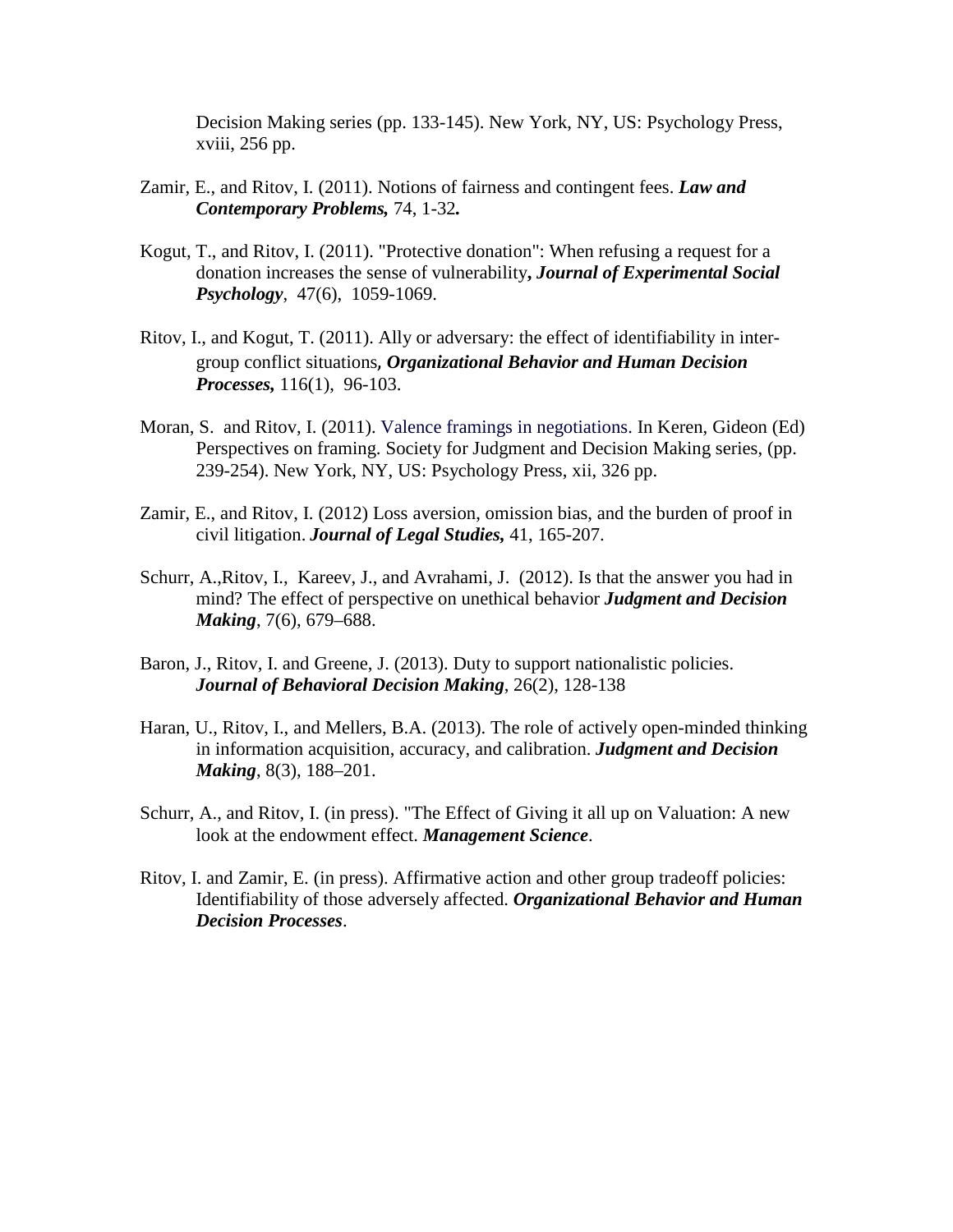Decision Making series (pp. 133-145). New York, NY, US: Psychology Press, xviii, 256 pp.

Zamir, E., and Ritov, I. (2011). Notions of fairness and contingent fees. ***Law and Contemporary Problems,*** 74, 1-32**.**

Kogut, T., and Ritov, I. (2011). "Protective donation": When refusing a request for a donation increases the sense of vulnerability**, *Journal of Experimental Social Psychology***, 47(6), 1059-1069.

Ritov, I., and Kogut, T. (2011). Ally or adversary: the effect of identifiability in inter-group conflict situations*, **Organizational Behavior and Human Decision Processes,*** 116(1), 96-103.

Moran, S. and Ritov, I. (2011). Valence framings in negotiations. In Keren, Gideon (Ed) Perspectives on framing. Society for Judgment and Decision Making series, (pp. 239-254). New York, NY, US: Psychology Press, xii, 326 pp.

Zamir, E., and Ritov, I. (2012) Loss aversion, omission bias, and the burden of proof in civil litigation. ***Journal of Legal Studies,*** 41, 165-207.

Schurr, A.,Ritov, I., Kareev, J., and Avrahami, J. (2012). Is that the answer you had in mind? The effect of perspective on unethical behavior ***Judgment and Decision Making***, 7(6), 679–688.

Baron, J., Ritov, I. and Greene, J. (2013). Duty to support nationalistic policies. ***Journal of Behavioral Decision Making***, 26(2), 128-138

Haran, U., Ritov, I., and Mellers, B.A. (2013). The role of actively open-minded thinking in information acquisition, accuracy, and calibration. ***Judgment and Decision Making***, 8(3), 188–201.

Schurr, A., and Ritov, I. (in press). "The Effect of Giving it all up on Valuation: A new look at the endowment effect. ***Management Science***.

Ritov, I. and Zamir, E. (in press). Affirmative action and other group tradeoff policies: Identifiability of those adversely affected. ***Organizational Behavior and Human Decision Processes***.